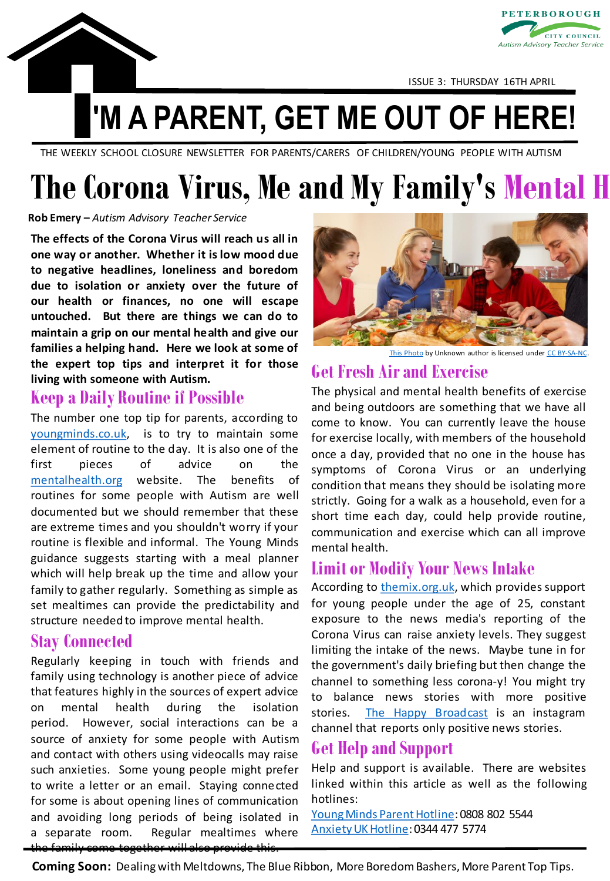PETERBOROUGH CITY COUNCIL
*Autism Advisory Teacher Service*

ISSUE 3: THURSDAY 16TH APRIL

# I'M A PARENT, GET ME OUT OF HERE!

THE WEEKLY SCHOOL CLOSURE NEWSLETTER FOR PARENTS/CARERS OF CHILDREN/YOUNG PEOPLE WITH AUTISM

# The Corona Virus, Me and My Family's Mental H

**Rob Emery –** *Autism Advisory Teacher Service*

**The effects of the Corona Virus will reach us all in one way or another. Whether it is low mood due to negative headlines, loneliness and boredom due to isolation or anxiety over the future of our health or finances, no one will escape untouched. But there are things we can do to maintain a grip on our mental health and give our families a helping hand. Here we look at some of the expert top tips and interpret it for those living with someone with Autism.**

## Keep a Daily Routine if Possible

The number one top tip for parents, according to youngminds.co.uk, is to try to maintain some element of routine to the day. It is also one of the first pieces of advice on the mentalhealth.org website. The benefits of routines for some people with Autism are well documented but we should remember that these are extreme times and you shouldn't worry if your routine is flexible and informal. The Young Minds guidance suggests starting with a meal planner which will help break up the time and allow your family to gather regularly. Something as simple as set mealtimes can provide the predictability and structure needed to improve mental health.

## Stay Connected

Regularly keeping in touch with friends and family using technology is another piece of advice that features highly in the sources of expert advice on mental health during the isolation period. However, social interactions can be a source of anxiety for some people with Autism and contact with others using videocalls may raise such anxieties. Some young people might prefer to write a letter or an email. Staying connected for some is about opening lines of communication and avoiding long periods of being isolated in a separate room. Regular mealtimes where the family come together will also provide this.

This Photo by Unknown author is licensed under CC BY-SA-NC.

## Get Fresh Air and Exercise

The physical and mental health benefits of exercise and being outdoors are something that we have all come to know. You can currently leave the house for exercise locally, with members of the household once a day, provided that no one in the house has symptoms of Corona Virus or an underlying condition that means they should be isolating more strictly. Going for a walk as a household, even for a short time each day, could help provide routine, communication and exercise which can all improve mental health.

## Limit or Modify Your News Intake

According to themix.org.uk, which provides support for young people under the age of 25, constant exposure to the news media's reporting of the Corona Virus can raise anxiety levels. They suggest limiting the intake of the news. Maybe tune in for the government's daily briefing but then change the channel to something less corona-y! You might try to balance news stories with more positive stories. The Happy Broadcast is an instagram channel that reports only positive news stories.

## Get Help and Support

Help and support is available. There are websites linked within this article as well as the following hotlines:

Young Minds Parent Hotline: 0808 802 5544
Anxiety UK Hotline: 0344 477 5774

**Coming Soon:** Dealing with Meltdowns, The Blue Ribbon, More Boredom Bashers, More Parent Top Tips.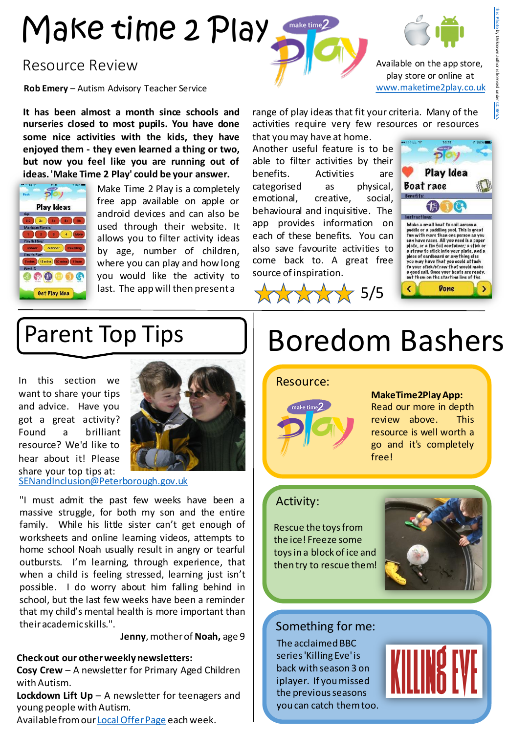# Make time 2 Play

## Resource Review

**Rob Emery** – Autism Advisory Teacher Service

Available on the app store, play store or online at www.maketime2play.co.uk

**It has been almost a month since schools and nurseries closed to most pupils. You have done some nice activities with the kids, they have enjoyed them - they even learned a thing or two, but now you feel like you are running out of ideas. 'Make Time 2 Play' could be your answer.**

Make Time 2 Play is a completely free app available on apple or android devices and can also be used through their website. It allows you to filter activity ideas by age, number of children, where you can play and how long you would like the activity to last. The app will then present a range of play ideas that fit your criteria. Many of the activities require very few resources or resources that you may have at home.

Another useful feature is to be able to filter activities by their benefits. Activities are categorised as physical, emotional, creative, social, behavioural and inquisitive. The app provides information on each of these benefits. You can also save favourite activities to come back to. A great free source of inspiration.

5/5

## Parent Top Tips

In this section we want to share your tips and advice. Have you got a great activity? Found a brilliant resource? We'd like to hear about it! Please share your top tips at: SENandInclusion@Peterborough.gov.uk

"I must admit the past few weeks have been a massive struggle, for both my son and the entire family. While his little sister can't get enough of worksheets and online learning videos, attempts to home school Noah usually result in angry or tearful outbursts. I'm learning, through experience, that when a child is feeling stressed, learning just isn't possible. I do worry about him falling behind in school, but the last few weeks have been a reminder that my child's mental health is more important than their academic skills.".

**Jenny**, mother of **Noah,** age 9

**Check out our other weekly newsletters:**

**Cosy Crew** – A newsletter for Primary Aged Children with Autism.

**Lockdown Lift Up** – A newsletter for teenagers and young people with Autism.

Available from our Local Offer Page each week.

# Boredom Bashers

### Resource:

**MakeTime2Play App:**
Read our more in depth review above. This resource is well worth a go and it's completely free!

### Activity:

Rescue the toys from the ice! Freeze some toys in a block of ice and then try to rescue them!

### Something for me:

The acclaimed BBC series 'Killing Eve' is back with season 3 on iplayer. If you missed the previous seasons you can catch them too.

This Photo by Unknown author is licensed under CC BY-SA